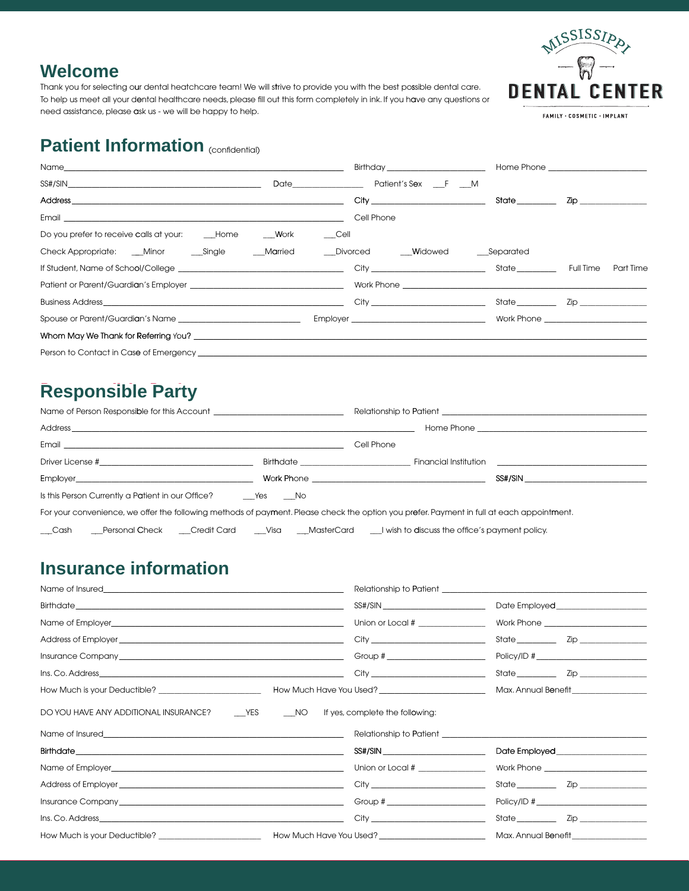MISSISSIPPI DENTAL CENTER
FAMILY · COSMETIC · IMPLANT

## Welcome

Thank you for selecting our dental heatchcare team! We will strive to provide you with the best possible dental care. To help us meet all your dental healthcare needs, please fill out this form completely in ink. If you have any questions or need assistance, please ask us - we will be happy to help.

## Patient Information (confidential)

Name\_\_\_\_\_\_\_\_\_\_\_\_\_\_\_\_\_\_\_\_ Birthday \_\_\_\_\_\_\_\_\_\_ Home Phone \_\_\_\_\_\_\_\_\_\_

SS#/SIN\_\_\_\_\_\_\_\_\_\_\_\_\_\_\_\_\_\_\_\_ Date\_\_\_\_\_\_\_\_\_\_ Patient's Sex \_\_\_F \_\_\_M

Address \_\_\_\_\_\_\_\_\_\_\_\_\_\_\_\_\_\_\_\_ City \_\_\_\_\_\_\_\_\_\_ State \_\_\_\_\_\_\_\_\_\_ Zip \_\_\_\_\_\_\_\_\_\_

Email \_\_\_\_\_\_\_\_\_\_\_\_\_\_\_\_\_\_\_\_ Cell Phone

Do you prefer to receive calls at your: \_\_\_Home \_\_\_Work \_\_\_Cell

Check Appropriate: \_\_\_Minor \_\_\_Single \_\_\_Married \_\_\_Divorced \_\_\_Widowed \_\_\_Separated

If Student, Name of School/College \_\_\_\_\_\_\_\_\_\_\_\_\_\_\_\_\_\_\_\_ City \_\_\_\_\_\_\_\_\_\_ State \_\_\_\_\_\_\_\_\_\_ Full Time Part Time

Patient or Parent/Guardian's Employer \_\_\_\_\_\_\_\_\_\_\_\_\_\_\_\_\_\_\_\_ Work Phone \_\_\_\_\_\_\_\_\_\_

Business Address\_\_\_\_\_\_\_\_\_\_\_\_\_\_\_\_\_\_\_\_ City \_\_\_\_\_\_\_\_\_\_ State \_\_\_\_\_\_\_\_\_\_ Zip \_\_\_\_\_\_\_\_\_\_

Spouse or Parent/Guardian's Name \_\_\_\_\_\_\_\_\_\_\_\_\_\_\_\_\_\_\_\_ Employer \_\_\_\_\_\_\_\_\_\_ Work Phone \_\_\_\_\_\_\_\_\_\_

Whom May We Thank for Referring You? \_\_\_\_\_\_\_\_\_\_\_\_\_\_\_\_\_\_\_\_

Person to Contact in Case of Emergency \_\_\_\_\_\_\_\_\_\_\_\_\_\_\_\_\_\_\_\_

## Responsible Party

Name of Person Responsible for this Account \_\_\_\_\_\_\_\_\_\_\_\_\_\_\_\_\_\_\_\_ Relationship to Patient \_\_\_\_\_\_\_\_\_\_

Address \_\_\_\_\_\_\_\_\_\_\_\_\_\_\_\_\_\_\_\_ Home Phone \_\_\_\_\_\_\_\_\_\_

Email \_\_\_\_\_\_\_\_\_\_\_\_\_\_\_\_\_\_\_\_ Cell Phone

Driver License #\_\_\_\_\_\_\_\_\_\_\_\_\_\_\_\_\_\_\_\_ Birthdate \_\_\_\_\_\_\_\_\_\_ Financial Institution \_\_\_\_\_\_\_\_\_\_

Employer\_\_\_\_\_\_\_\_\_\_\_\_\_\_\_\_\_\_\_\_ Work Phone \_\_\_\_\_\_\_\_\_\_ SS#/SIN \_\_\_\_\_\_\_\_\_\_

Is this Person Currently a Patient in our Office? \_\_\_Yes \_\_\_No

For your convenience, we offer the following methods of payment. Please check the option you prefer. Payment in full at each appointment.

\_\_\_Cash \_\_\_Personal Check \_\_\_Credit Card \_\_\_Visa \_\_\_MasterCard \_\_\_I wish to discuss the office's payment policy.

## Insurance information

Name of Insured\_\_\_\_\_\_\_\_\_\_\_\_\_\_\_\_\_\_\_\_ Relationship to Patient \_\_\_\_\_\_\_\_\_\_

Birthdate\_\_\_\_\_\_\_\_\_\_\_\_\_\_\_\_\_\_\_\_ SS#/SIN \_\_\_\_\_\_\_\_\_\_ Date Employed\_\_\_\_\_\_\_\_\_\_

Name of Employer\_\_\_\_\_\_\_\_\_\_\_\_\_\_\_\_\_\_\_\_ Union or Local # \_\_\_\_\_\_\_\_\_\_ Work Phone \_\_\_\_\_\_\_\_\_\_

Address of Employer \_\_\_\_\_\_\_\_\_\_\_\_\_\_\_\_\_\_\_\_ City \_\_\_\_\_\_\_\_\_\_ State \_\_\_\_\_\_\_\_\_\_ Zip \_\_\_\_\_\_\_\_\_\_

Insurance Company \_\_\_\_\_\_\_\_\_\_\_\_\_\_\_\_\_\_\_\_ Group # \_\_\_\_\_\_\_\_\_\_ Policy/ID # \_\_\_\_\_\_\_\_\_\_

Ins. Co. Address\_\_\_\_\_\_\_\_\_\_\_\_\_\_\_\_\_\_\_\_ City \_\_\_\_\_\_\_\_\_\_ State \_\_\_\_\_\_\_\_\_\_ Zip \_\_\_\_\_\_\_\_\_\_

How Much is your Deductible? \_\_\_\_\_\_\_\_\_\_ How Much Have You Used? \_\_\_\_\_\_\_\_\_\_ Max. Annual Benefit\_\_\_\_\_\_\_\_\_\_

DO YOU HAVE ANY ADDITIONAL INSURANCE? \_\_\_YES \_\_\_NO If yes, complete the following:

Name of Insured\_\_\_\_\_\_\_\_\_\_\_\_\_\_\_\_\_\_\_\_ Relationship to Patient \_\_\_\_\_\_\_\_\_\_

Birthdate\_\_\_\_\_\_\_\_\_\_\_\_\_\_\_\_\_\_\_\_ SS#/SIN \_\_\_\_\_\_\_\_\_\_ Date Employed\_\_\_\_\_\_\_\_\_\_

Name of Employer\_\_\_\_\_\_\_\_\_\_\_\_\_\_\_\_\_\_\_\_ Union or Local # \_\_\_\_\_\_\_\_\_\_ Work Phone \_\_\_\_\_\_\_\_\_\_

Address of Employer \_\_\_\_\_\_\_\_\_\_\_\_\_\_\_\_\_\_\_\_ City \_\_\_\_\_\_\_\_\_\_ State \_\_\_\_\_\_\_\_\_\_ Zip \_\_\_\_\_\_\_\_\_\_

Insurance Company \_\_\_\_\_\_\_\_\_\_\_\_\_\_\_\_\_\_\_\_ Group # \_\_\_\_\_\_\_\_\_\_ Policy/ID # \_\_\_\_\_\_\_\_\_\_

Ins. Co. Address\_\_\_\_\_\_\_\_\_\_\_\_\_\_\_\_\_\_\_\_ City \_\_\_\_\_\_\_\_\_\_ State \_\_\_\_\_\_\_\_\_\_ Zip \_\_\_\_\_\_\_\_\_\_

How Much is your Deductible? \_\_\_\_\_\_\_\_\_\_ How Much Have You Used? \_\_\_\_\_\_\_\_\_\_ Max. Annual Benefit\_\_\_\_\_\_\_\_\_\_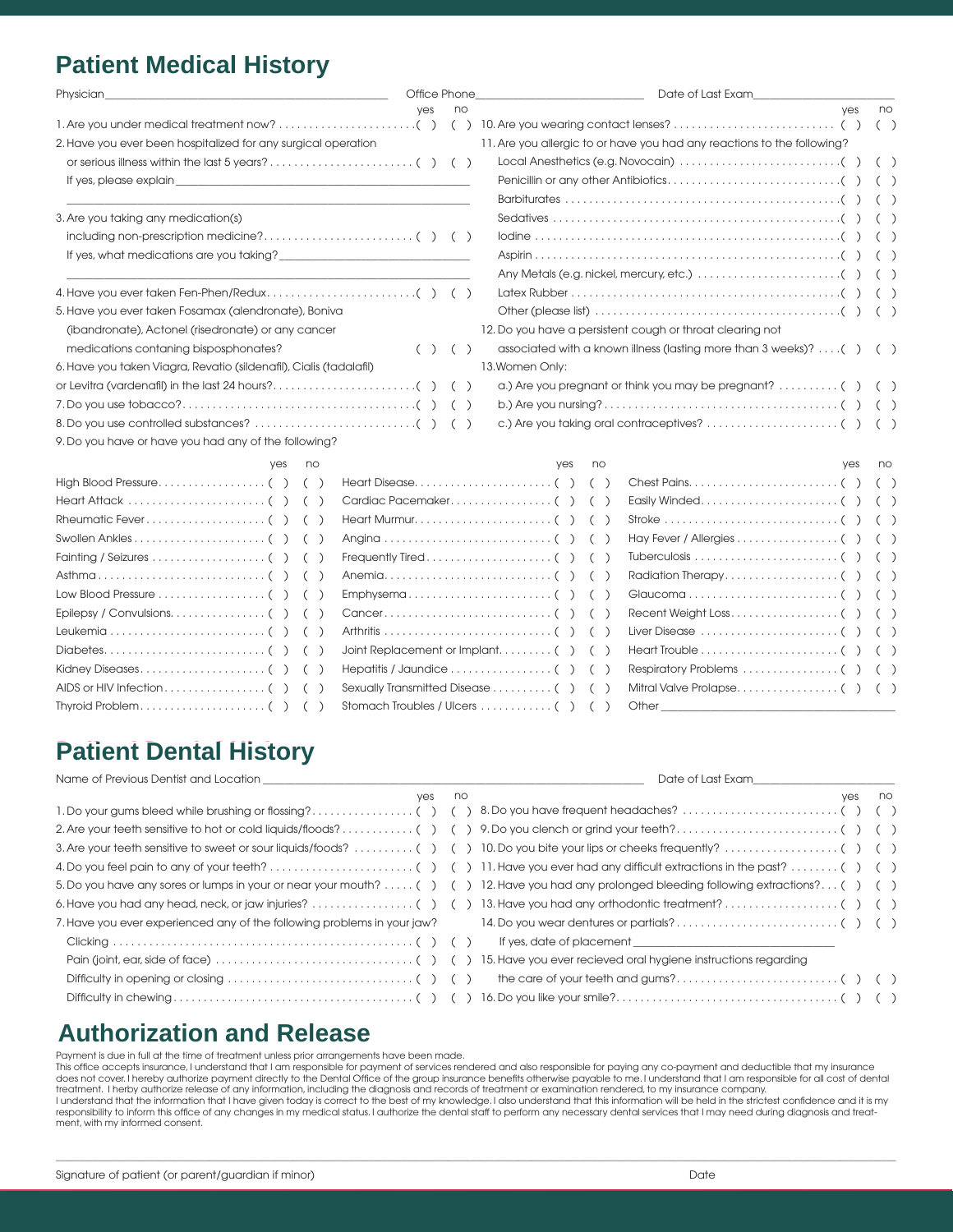# Patient Medical History

Physician_______________________ Office Phone_______________________ Date of Last Exam_______________________

| | yes | no |
|---|---|---|
| 1. Are you under medical treatment now? | ( ) | ( ) |
| 2. Have you ever been hospitalized for any surgical operation or serious illness within the last 5 years? | ( ) | ( ) |
| If yes, please explain_______________________ | | |
| 3. Are you taking any medication(s) including non-prescription medicine? | ( ) | ( ) |
| If yes, what medications are you taking?_______________________ | | |
| 4. Have you ever taken Fen-Phen/Redux. | ( ) | ( ) |
| 5. Have you ever taken Fosamax (alendronate), Boniva (ibandronate), Actonel (risedronate) or any cancer medications contaning bisposphonates? | ( ) | ( ) |
| 6. Have you taken Viagra, Revatio (sildenafil), Cialis (tadalafil) or Levitra (vardenafil) in the last 24 hours? | ( ) | ( ) |
| 7. Do you use tobacco? | ( ) | ( ) |
| 8. Do you use controlled substances? | ( ) | ( ) |

| | yes | no |
|---|---|---|
| 10. Are you wearing contact lenses? | ( ) | ( ) |
| 11. Are you allergic to or have you had any reactions to the following? | | |
| Local Anesthetics (e.g. Novocain) | ( ) | ( ) |
| Penicillin or any other Antibiotics | ( ) | ( ) |
| Barbiturates | ( ) | ( ) |
| Sedatives | ( ) | ( ) |
| Iodine | ( ) | ( ) |
| Aspirin | ( ) | ( ) |
| Any Metals (e.g. nickel, mercury, etc.) | ( ) | ( ) |
| Latex Rubber | ( ) | ( ) |
| Other (please list) | ( ) | ( ) |
| 12. Do you have a persistent cough or throat clearing not associated with a known illness (lasting more than 3 weeks)? | ( ) | ( ) |
| 13. Women Only: | | |
| a.) Are you pregnant or think you may be pregnant? | ( ) | ( ) |
| b.) Are you nursing? | ( ) | ( ) |
| c.) Are you taking oral contraceptives? | ( ) | ( ) |

9. Do you have or have you had any of the following?

| | yes | no | | yes | no | | yes | no |
|---|---|---|---|---|---|---|---|---|
| High Blood Pressure | ( ) | ( ) | Heart Disease | ( ) | ( ) | Chest Pains | ( ) | ( ) |
| Heart Attack | ( ) | ( ) | Cardiac Pacemaker | ( ) | ( ) | Easily Winded | ( ) | ( ) |
| Rheumatic Fever | ( ) | ( ) | Heart Murmur | ( ) | ( ) | Stroke | ( ) | ( ) |
| Swollen Ankles | ( ) | ( ) | Angina | ( ) | ( ) | Hay Fever / Allergies | ( ) | ( ) |
| Fainting / Seizures | ( ) | ( ) | Frequently Tired | ( ) | ( ) | Tuberculosis | ( ) | ( ) |
| Asthma | ( ) | ( ) | Anemia | ( ) | ( ) | Radiation Therapy | ( ) | ( ) |
| Low Blood Pressure | ( ) | ( ) | Emphysema | ( ) | ( ) | Glaucoma | ( ) | ( ) |
| Epilepsy / Convulsions | ( ) | ( ) | Cancer | ( ) | ( ) | Recent Weight Loss | ( ) | ( ) |
| Leukemia | ( ) | ( ) | Arthritis | ( ) | ( ) | Liver Disease | ( ) | ( ) |
| Diabetes | ( ) | ( ) | Joint Replacement or Implant | ( ) | ( ) | Heart Trouble | ( ) | ( ) |
| Kidney Diseases | ( ) | ( ) | Hepatitis / Jaundice | ( ) | ( ) | Respiratory Problems | ( ) | ( ) |
| AIDS or HIV Infection | ( ) | ( ) | Sexually Transmitted Disease | ( ) | ( ) | Mitral Valve Prolapse | ( ) | ( ) |
| Thyroid Problem | ( ) | ( ) | Stomach Troubles / Ulcers | ( ) | ( ) | Other_______________ | | |

# Patient Dental History

Name of Previous Dentist and Location _______________________ Date of Last Exam_______________________

| | yes | no |
|---|---|---|
| 1. Do your gums bleed while brushing or flossing? | ( ) | ( ) |
| 2. Are your teeth sensitive to hot or cold liquids/floods? | ( ) | ( ) |
| 3. Are your teeth sensitive to sweet or sour liquids/foods? | ( ) | ( ) |
| 4. Do you feel pain to any of your teeth? | ( ) | ( ) |
| 5. Do you have any sores or lumps in your or near your mouth? | ( ) | ( ) |
| 6. Have you had any head, neck, or jaw injuries? | ( ) | ( ) |
| 7. Have you ever experienced any of the following problems in your jaw? | | |
| Clicking | ( ) | ( ) |
| Pain (joint, ear, side of face) | ( ) | ( ) |
| Difficulty in opening or closing | ( ) | ( ) |
| Difficulty in chewing | ( ) | ( ) |

| | yes | no |
|---|---|---|
| 8. Do you have frequent headaches? | ( ) | ( ) |
| 9. Do you clench or grind your teeth? | ( ) | ( ) |
| 10. Do you bite your lips or cheeks frequently? | ( ) | ( ) |
| 11. Have you ever had any difficult extractions in the past? | ( ) | ( ) |
| 12. Have you had any prolonged bleeding following extractions? | ( ) | ( ) |
| 13. Have you had any orthodontic treatment? | ( ) | ( ) |
| 14. Do you wear dentures or partials? | ( ) | ( ) |
| If yes, date of placement_______________________ | | |
| 15. Have you ever recieved oral hygiene instructions regarding the care of your teeth and gums? | ( ) | ( ) |
| 16. Do you like your smile? | ( ) | ( ) |

# Authorization and Release

Payment is due in full at the time of treatment unless prior arrangements have been made.
This office accepts insurance, I understand that I am responsible for payment of services rendered and also responsible for paying any co-payment and deductible that my insurance does not cover. I hereby authorize payment directly to the Dental Office of the group insurance benefits otherwise payable to me. I understand that I am responsible for all cost of dental treatment. I herby authorize release of any information, including the diagnosis and records of treatment or examination rendered, to my insurance company.
I understand that the information that I have given today is correct to the best of my knowledge. I also understand that this information will be held in the strictest confidence and it is my responsibility to inform this office of any changes in my medical status. I authorize the dental staff to perform any necessary dental services that I may need during diagnosis and treatment, with my informed consent.

_______________________________________________________________

Signature of patient (or parent/guardian if minor) Date